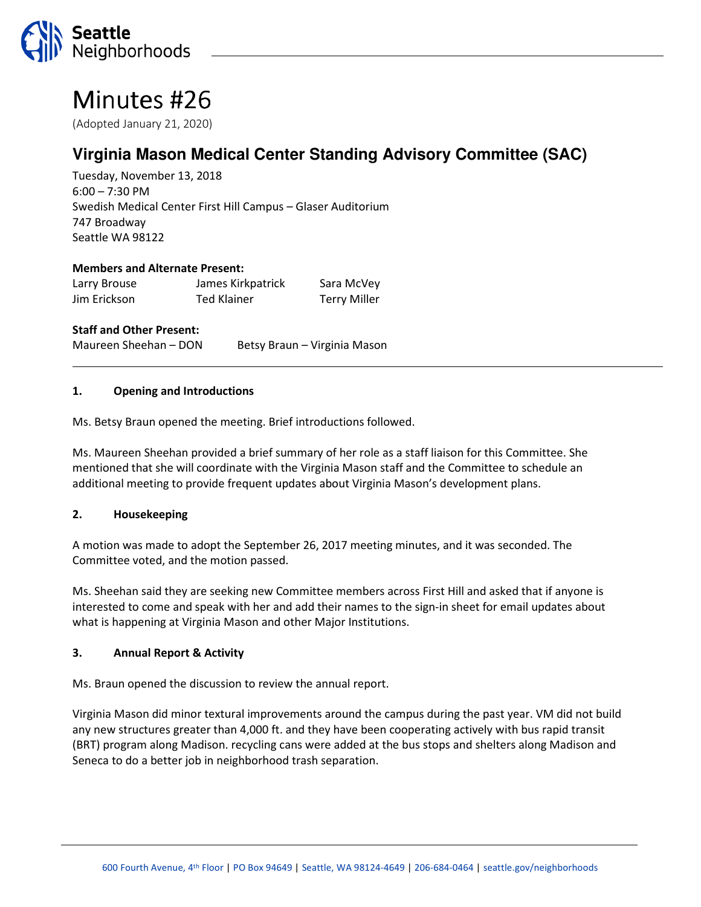# Minutes #26

(Adopted January 21, 2020)

## Virginia Mason Medical Center Standing Advisory Committee (SAC)

Tuesday, November 13, 2018
6:00 – 7:30 PM
Swedish Medical Center First Hill Campus – Glaser Auditorium
747 Broadway
Seattle WA 98122

**Members and Alternate Present:**

| | | |
|---|---|---|
| Larry Brouse | James Kirkpatrick | Sara McVey |
| Jim Erickson | Ted Klainer | Terry Miller |

**Staff and Other Present:**

Maureen Sheehan – DON    Betsy Braun – Virginia Mason

---

### 1. Opening and Introductions

Ms. Betsy Braun opened the meeting. Brief introductions followed.

Ms. Maureen Sheehan provided a brief summary of her role as a staff liaison for this Committee. She mentioned that she will coordinate with the Virginia Mason staff and the Committee to schedule an additional meeting to provide frequent updates about Virginia Mason's development plans.

### 2. Housekeeping

A motion was made to adopt the September 26, 2017 meeting minutes, and it was seconded. The Committee voted, and the motion passed.

Ms. Sheehan said they are seeking new Committee members across First Hill and asked that if anyone is interested to come and speak with her and add their names to the sign-in sheet for email updates about what is happening at Virginia Mason and other Major Institutions.

### 3. Annual Report & Activity

Ms. Braun opened the discussion to review the annual report.

Virginia Mason did minor textural improvements around the campus during the past year. VM did not build any new structures greater than 4,000 ft. and they have been cooperating actively with bus rapid transit (BRT) program along Madison. recycling cans were added at the bus stops and shelters along Madison and Seneca to do a better job in neighborhood trash separation.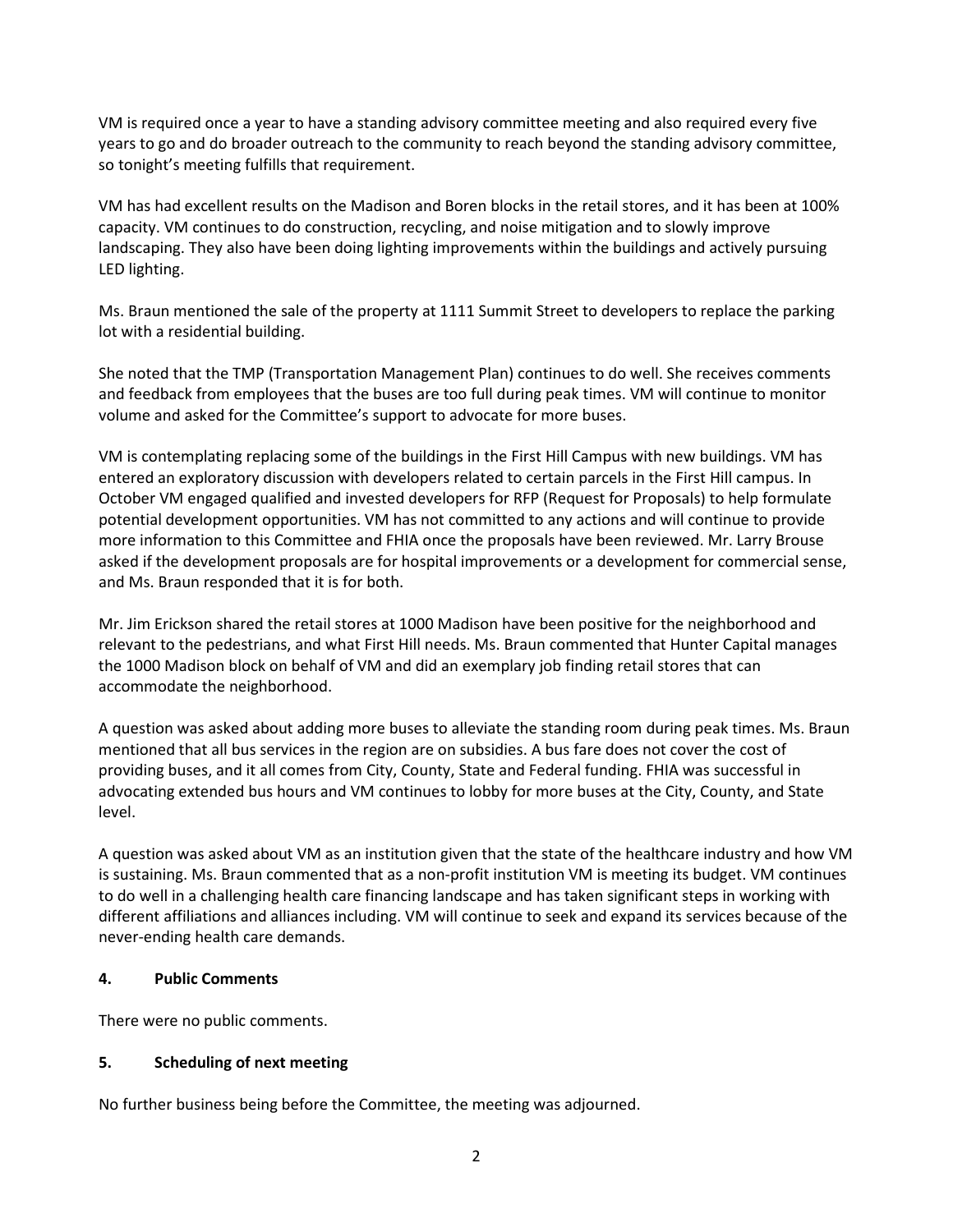VM is required once a year to have a standing advisory committee meeting and also required every five years to go and do broader outreach to the community to reach beyond the standing advisory committee, so tonight's meeting fulfills that requirement.

VM has had excellent results on the Madison and Boren blocks in the retail stores, and it has been at 100% capacity. VM continues to do construction, recycling, and noise mitigation and to slowly improve landscaping. They also have been doing lighting improvements within the buildings and actively pursuing LED lighting.

Ms. Braun mentioned the sale of the property at 1111 Summit Street to developers to replace the parking lot with a residential building.

She noted that the TMP (Transportation Management Plan) continues to do well. She receives comments and feedback from employees that the buses are too full during peak times. VM will continue to monitor volume and asked for the Committee's support to advocate for more buses.

VM is contemplating replacing some of the buildings in the First Hill Campus with new buildings. VM has entered an exploratory discussion with developers related to certain parcels in the First Hill campus. In October VM engaged qualified and invested developers for RFP (Request for Proposals) to help formulate potential development opportunities. VM has not committed to any actions and will continue to provide more information to this Committee and FHIA once the proposals have been reviewed. Mr. Larry Brouse asked if the development proposals are for hospital improvements or a development for commercial sense, and Ms. Braun responded that it is for both.

Mr. Jim Erickson shared the retail stores at 1000 Madison have been positive for the neighborhood and relevant to the pedestrians, and what First Hill needs. Ms. Braun commented that Hunter Capital manages the 1000 Madison block on behalf of VM and did an exemplary job finding retail stores that can accommodate the neighborhood.

A question was asked about adding more buses to alleviate the standing room during peak times. Ms. Braun mentioned that all bus services in the region are on subsidies. A bus fare does not cover the cost of providing buses, and it all comes from City, County, State and Federal funding. FHIA was successful in advocating extended bus hours and VM continues to lobby for more buses at the City, County, and State level.

A question was asked about VM as an institution given that the state of the healthcare industry and how VM is sustaining. Ms. Braun commented that as a non-profit institution VM is meeting its budget. VM continues to do well in a challenging health care financing landscape and has taken significant steps in working with different affiliations and alliances including. VM will continue to seek and expand its services because of the never-ending health care demands.

## 4. Public Comments

There were no public comments.

## 5. Scheduling of next meeting

No further business being before the Committee, the meeting was adjourned.